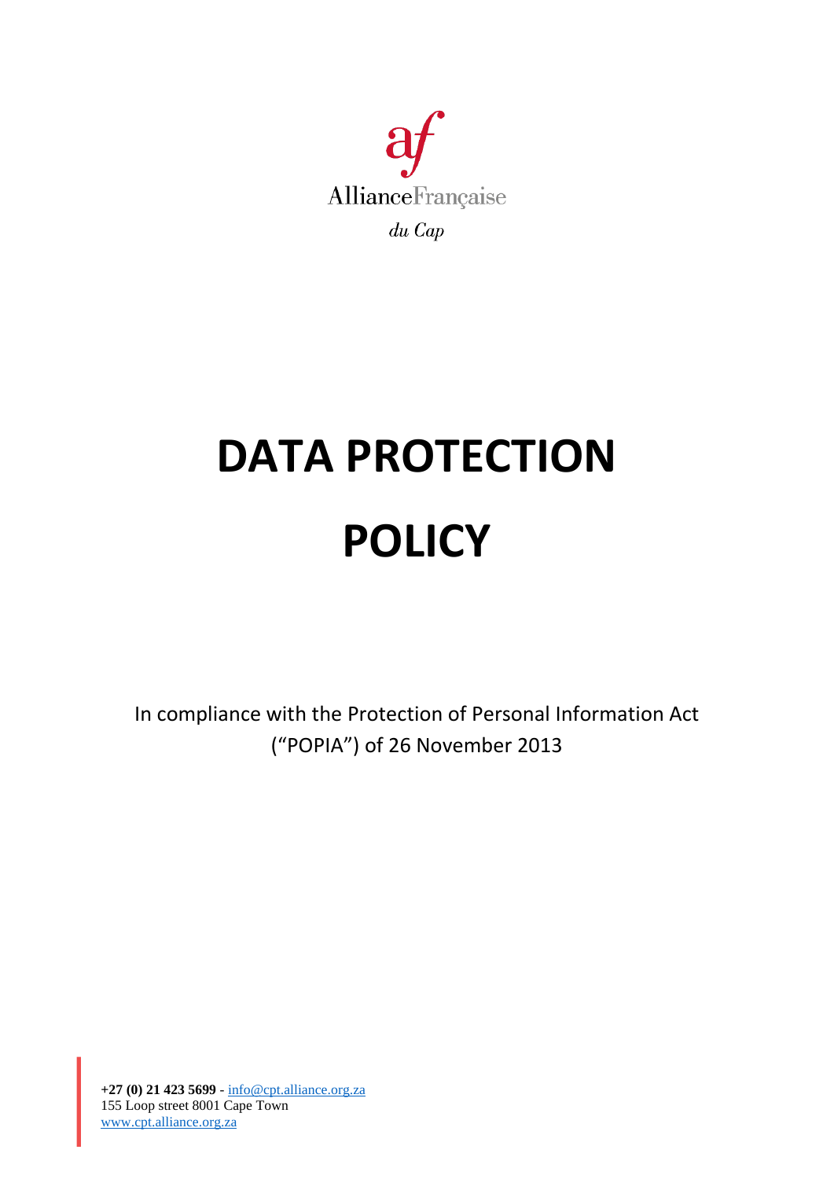AllianceFrançaise

*du Cap*

# DATA PROTECTION POLICY

In compliance with the Protection of Personal Information Act ("POPIA") of 26 November 2013

**+27 (0) 21 423 5699** - info@cpt.alliance.org.za
155 Loop street 8001 Cape Town
www.cpt.alliance.org.za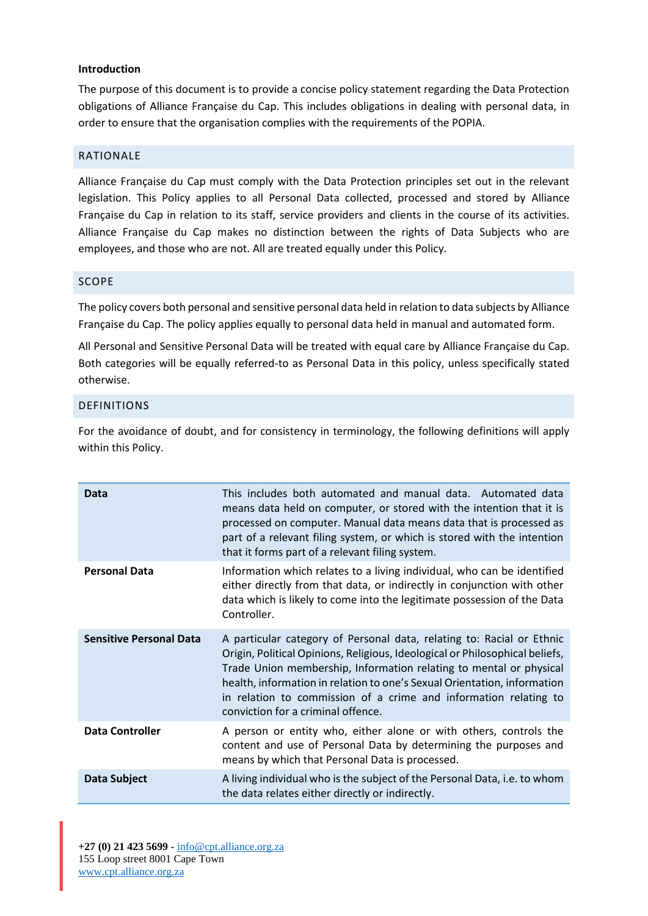**Introduction**

The purpose of this document is to provide a concise policy statement regarding the Data Protection obligations of Alliance Française du Cap. This includes obligations in dealing with personal data, in order to ensure that the organisation complies with the requirements of the POPIA.

## RATIONALE

Alliance Française du Cap must comply with the Data Protection principles set out in the relevant legislation. This Policy applies to all Personal Data collected, processed and stored by Alliance Française du Cap in relation to its staff, service providers and clients in the course of its activities. Alliance Française du Cap makes no distinction between the rights of Data Subjects who are employees, and those who are not. All are treated equally under this Policy.

## SCOPE

The policy covers both personal and sensitive personal data held in relation to data subjects by Alliance Française du Cap. The policy applies equally to personal data held in manual and automated form.

All Personal and Sensitive Personal Data will be treated with equal care by Alliance Française du Cap. Both categories will be equally referred-to as Personal Data in this policy, unless specifically stated otherwise.

## DEFINITIONS

For the avoidance of doubt, and for consistency in terminology, the following definitions will apply within this Policy.

| Term | Definition |
|---|---|
| **Data** | This includes both automated and manual data. Automated data means data held on computer, or stored with the intention that it is processed on computer. Manual data means data that is processed as part of a relevant filing system, or which is stored with the intention that it forms part of a relevant filing system. |
| **Personal Data** | Information which relates to a living individual, who can be identified either directly from that data, or indirectly in conjunction with other data which is likely to come into the legitimate possession of the Data Controller. |
| **Sensitive Personal Data** | A particular category of Personal data, relating to: Racial or Ethnic Origin, Political Opinions, Religious, Ideological or Philosophical beliefs, Trade Union membership, Information relating to mental or physical health, information in relation to one's Sexual Orientation, information in relation to commission of a crime and information relating to conviction for a criminal offence. |
| **Data Controller** | A person or entity who, either alone or with others, controls the content and use of Personal Data by determining the purposes and means by which that Personal Data is processed. |
| **Data Subject** | A living individual who is the subject of the Personal Data, i.e. to whom the data relates either directly or indirectly. |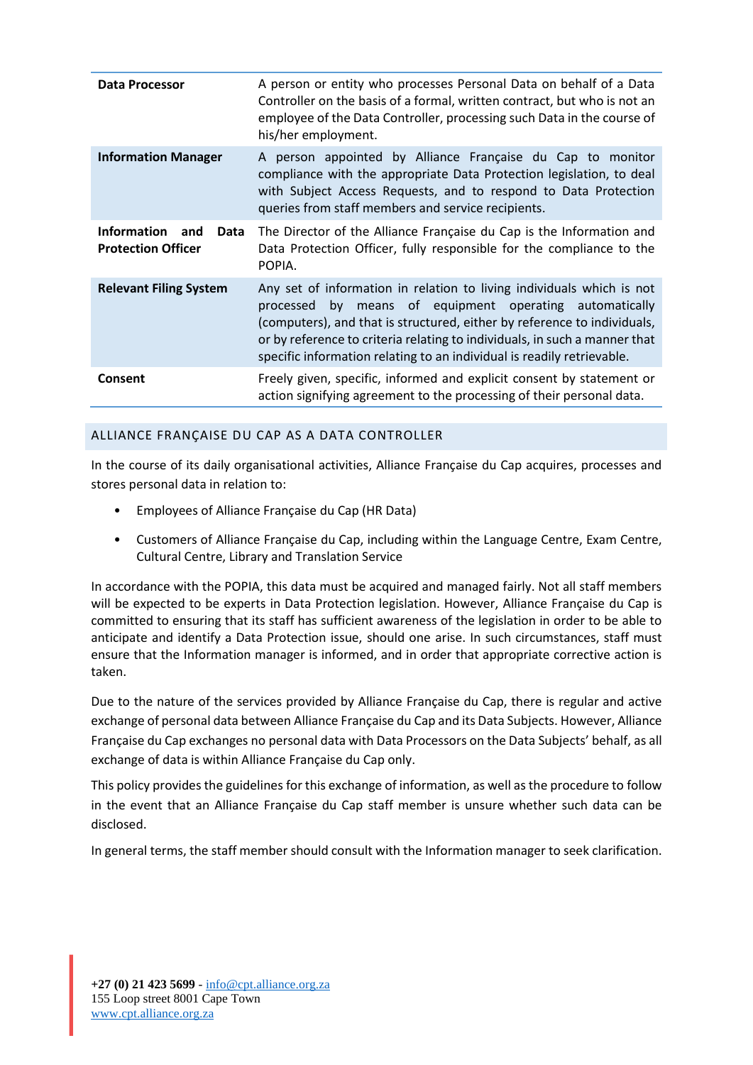| | |
|---|---|
| **Data Processor** | A person or entity who processes Personal Data on behalf of a Data Controller on the basis of a formal, written contract, but who is not an employee of the Data Controller, processing such Data in the course of his/her employment. |
| **Information Manager** | A person appointed by Alliance Française du Cap to monitor compliance with the appropriate Data Protection legislation, to deal with Subject Access Requests, and to respond to Data Protection queries from staff members and service recipients. |
| **Information and Data Protection Officer** | The Director of the Alliance Française du Cap is the Information and Data Protection Officer, fully responsible for the compliance to the POPIA. |
| **Relevant Filing System** | Any set of information in relation to living individuals which is not processed by means of equipment operating automatically (computers), and that is structured, either by reference to individuals, or by reference to criteria relating to individuals, in such a manner that specific information relating to an individual is readily retrievable. |
| **Consent** | Freely given, specific, informed and explicit consent by statement or action signifying agreement to the processing of their personal data. |

## ALLIANCE FRANÇAISE DU CAP AS A DATA CONTROLLER

In the course of its daily organisational activities, Alliance Française du Cap acquires, processes and stores personal data in relation to:

- Employees of Alliance Française du Cap (HR Data)
- Customers of Alliance Française du Cap, including within the Language Centre, Exam Centre, Cultural Centre, Library and Translation Service

In accordance with the POPIA, this data must be acquired and managed fairly. Not all staff members will be expected to be experts in Data Protection legislation. However, Alliance Française du Cap is committed to ensuring that its staff has sufficient awareness of the legislation in order to be able to anticipate and identify a Data Protection issue, should one arise. In such circumstances, staff must ensure that the Information manager is informed, and in order that appropriate corrective action is taken.

Due to the nature of the services provided by Alliance Française du Cap, there is regular and active exchange of personal data between Alliance Française du Cap and its Data Subjects. However, Alliance Française du Cap exchanges no personal data with Data Processors on the Data Subjects' behalf, as all exchange of data is within Alliance Française du Cap only.

This policy provides the guidelines for this exchange of information, as well as the procedure to follow in the event that an Alliance Française du Cap staff member is unsure whether such data can be disclosed.

In general terms, the staff member should consult with the Information manager to seek clarification.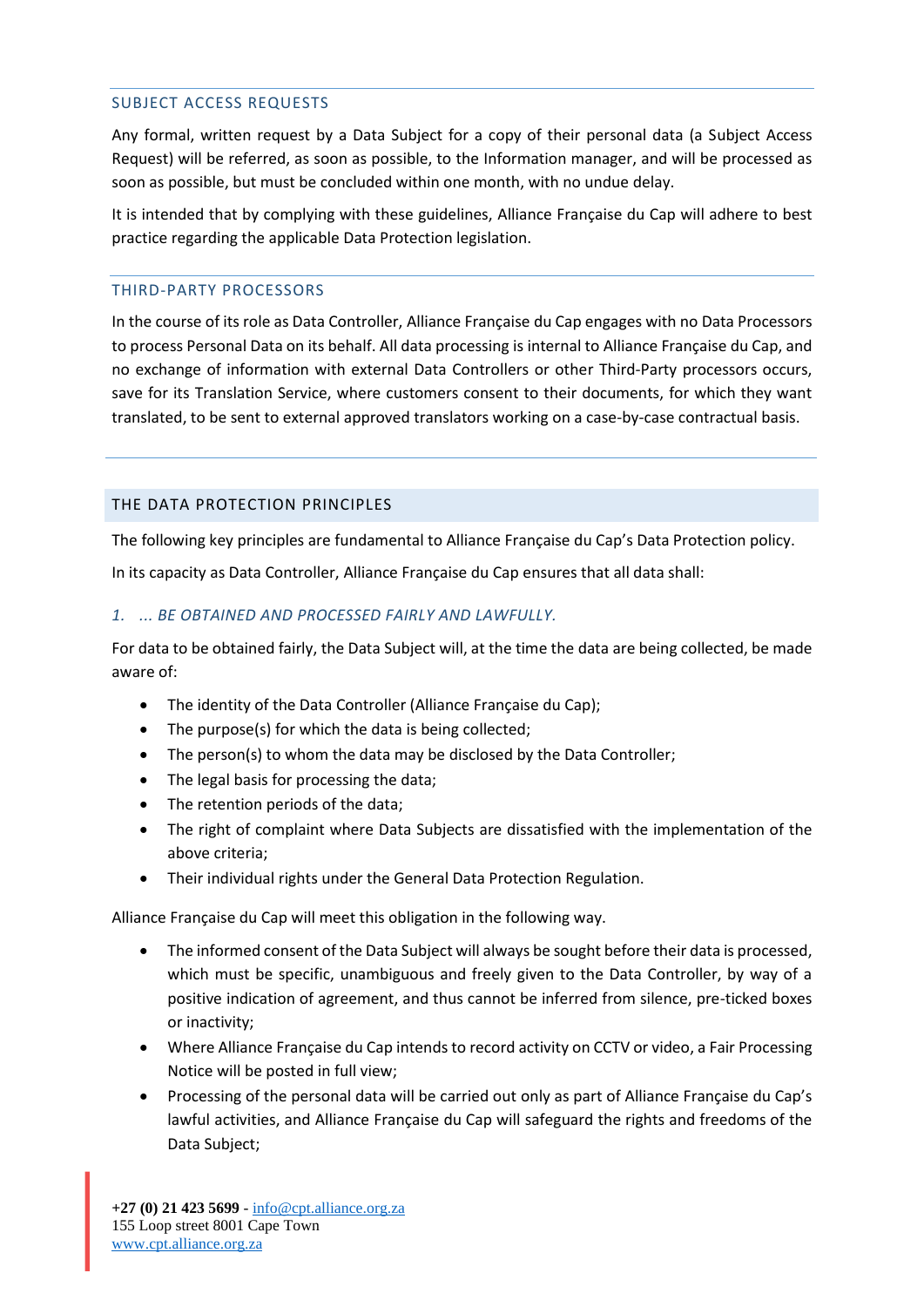## SUBJECT ACCESS REQUESTS

Any formal, written request by a Data Subject for a copy of their personal data (a Subject Access Request) will be referred, as soon as possible, to the Information manager, and will be processed as soon as possible, but must be concluded within one month, with no undue delay.

It is intended that by complying with these guidelines, Alliance Française du Cap will adhere to best practice regarding the applicable Data Protection legislation.

## THIRD-PARTY PROCESSORS

In the course of its role as Data Controller, Alliance Française du Cap engages with no Data Processors to process Personal Data on its behalf. All data processing is internal to Alliance Française du Cap, and no exchange of information with external Data Controllers or other Third-Party processors occurs, save for its Translation Service, where customers consent to their documents, for which they want translated, to be sent to external approved translators working on a case-by-case contractual basis.

## THE DATA PROTECTION PRINCIPLES

The following key principles are fundamental to Alliance Française du Cap's Data Protection policy.

In its capacity as Data Controller, Alliance Française du Cap ensures that all data shall:

### *1. ... BE OBTAINED AND PROCESSED FAIRLY AND LAWFULLY.*

For data to be obtained fairly, the Data Subject will, at the time the data are being collected, be made aware of:

- The identity of the Data Controller (Alliance Française du Cap);
- The purpose(s) for which the data is being collected;
- The person(s) to whom the data may be disclosed by the Data Controller;
- The legal basis for processing the data;
- The retention periods of the data;
- The right of complaint where Data Subjects are dissatisfied with the implementation of the above criteria;
- Their individual rights under the General Data Protection Regulation.

Alliance Française du Cap will meet this obligation in the following way.

- The informed consent of the Data Subject will always be sought before their data is processed, which must be specific, unambiguous and freely given to the Data Controller, by way of a positive indication of agreement, and thus cannot be inferred from silence, pre-ticked boxes or inactivity;
- Where Alliance Française du Cap intends to record activity on CCTV or video, a Fair Processing Notice will be posted in full view;
- Processing of the personal data will be carried out only as part of Alliance Française du Cap's lawful activities, and Alliance Française du Cap will safeguard the rights and freedoms of the Data Subject;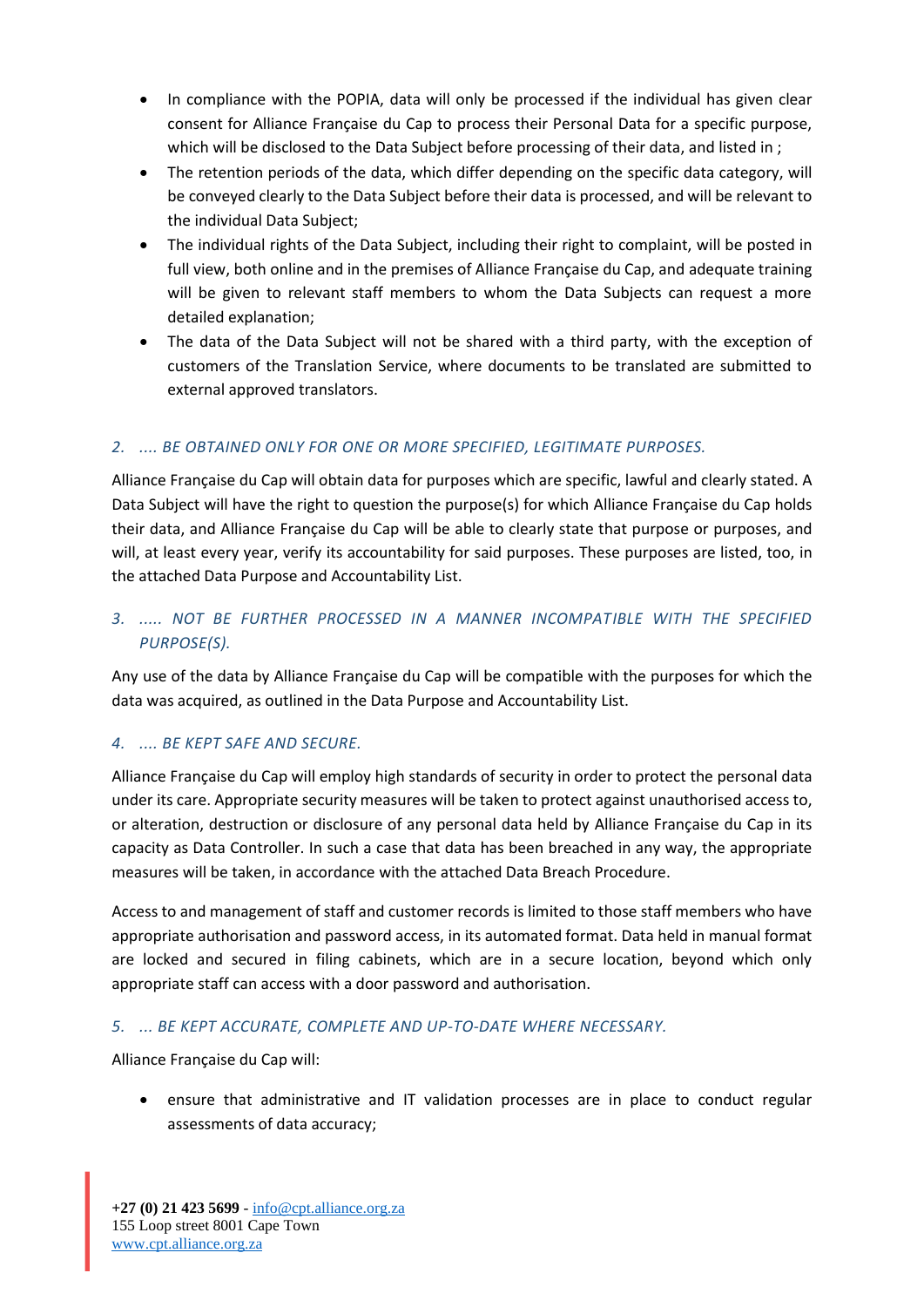- In compliance with the POPIA, data will only be processed if the individual has given clear consent for Alliance Française du Cap to process their Personal Data for a specific purpose, which will be disclosed to the Data Subject before processing of their data, and listed in ;
- The retention periods of the data, which differ depending on the specific data category, will be conveyed clearly to the Data Subject before their data is processed, and will be relevant to the individual Data Subject;
- The individual rights of the Data Subject, including their right to complaint, will be posted in full view, both online and in the premises of Alliance Française du Cap, and adequate training will be given to relevant staff members to whom the Data Subjects can request a more detailed explanation;
- The data of the Data Subject will not be shared with a third party, with the exception of customers of the Translation Service, where documents to be translated are submitted to external approved translators.

### *2. .... BE OBTAINED ONLY FOR ONE OR MORE SPECIFIED, LEGITIMATE PURPOSES.*

Alliance Française du Cap will obtain data for purposes which are specific, lawful and clearly stated. A Data Subject will have the right to question the purpose(s) for which Alliance Française du Cap holds their data, and Alliance Française du Cap will be able to clearly state that purpose or purposes, and will, at least every year, verify its accountability for said purposes. These purposes are listed, too, in the attached Data Purpose and Accountability List.

### *3. ..... NOT BE FURTHER PROCESSED IN A MANNER INCOMPATIBLE WITH THE SPECIFIED PURPOSE(S).*

Any use of the data by Alliance Française du Cap will be compatible with the purposes for which the data was acquired, as outlined in the Data Purpose and Accountability List.

### *4. .... BE KEPT SAFE AND SECURE.*

Alliance Française du Cap will employ high standards of security in order to protect the personal data under its care. Appropriate security measures will be taken to protect against unauthorised access to, or alteration, destruction or disclosure of any personal data held by Alliance Française du Cap in its capacity as Data Controller. In such a case that data has been breached in any way, the appropriate measures will be taken, in accordance with the attached Data Breach Procedure.

Access to and management of staff and customer records is limited to those staff members who have appropriate authorisation and password access, in its automated format. Data held in manual format are locked and secured in filing cabinets, which are in a secure location, beyond which only appropriate staff can access with a door password and authorisation.

### *5. ... BE KEPT ACCURATE, COMPLETE AND UP-TO-DATE WHERE NECESSARY.*

Alliance Française du Cap will:

- ensure that administrative and IT validation processes are in place to conduct regular assessments of data accuracy;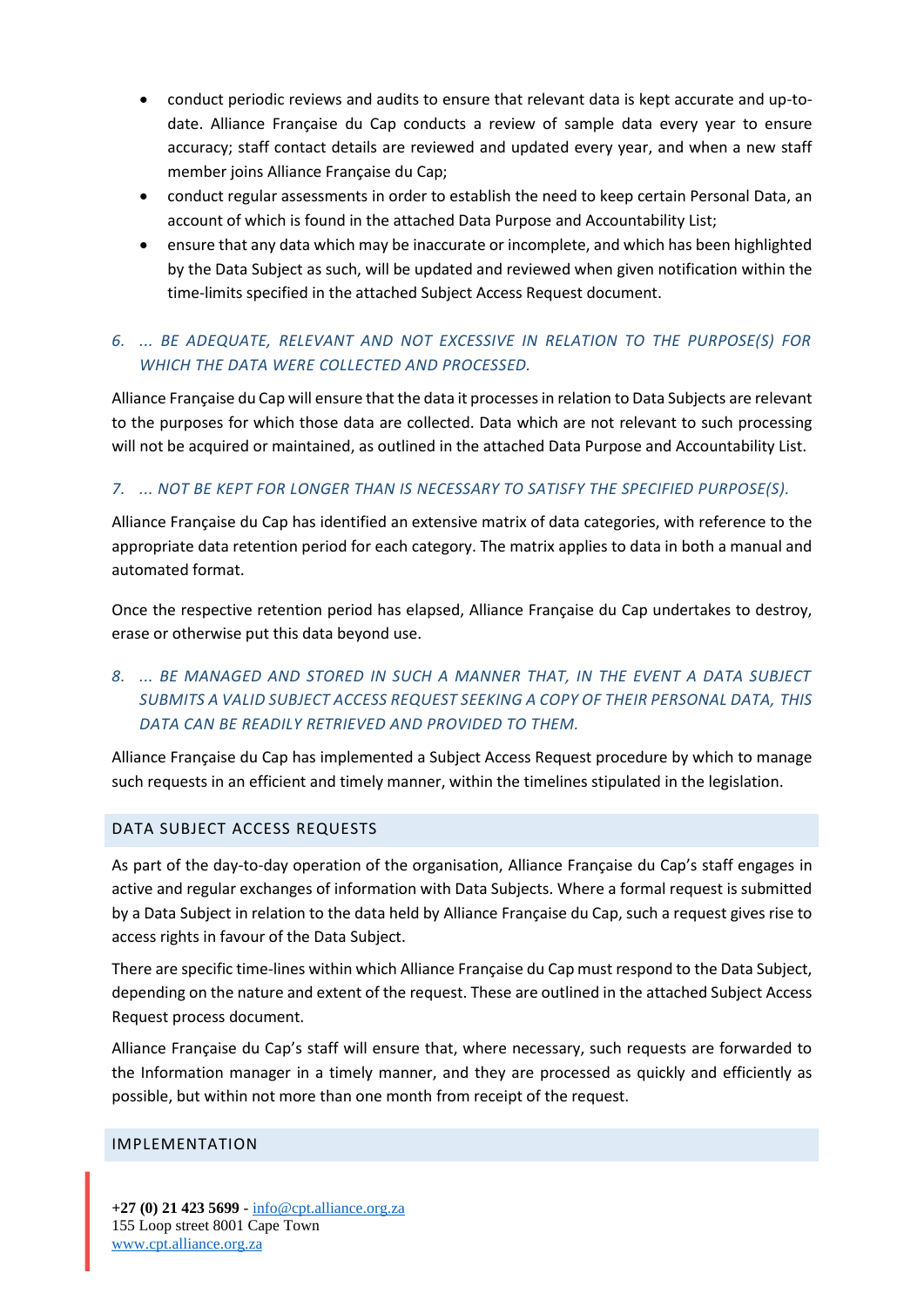- conduct periodic reviews and audits to ensure that relevant data is kept accurate and up-to-date. Alliance Française du Cap conducts a review of sample data every year to ensure accuracy; staff contact details are reviewed and updated every year, and when a new staff member joins Alliance Française du Cap;
- conduct regular assessments in order to establish the need to keep certain Personal Data, an account of which is found in the attached Data Purpose and Accountability List;
- ensure that any data which may be inaccurate or incomplete, and which has been highlighted by the Data Subject as such, will be updated and reviewed when given notification within the time-limits specified in the attached Subject Access Request document.

*6. ... BE ADEQUATE, RELEVANT AND NOT EXCESSIVE IN RELATION TO THE PURPOSE(S) FOR WHICH THE DATA WERE COLLECTED AND PROCESSED.*

Alliance Française du Cap will ensure that the data it processes in relation to Data Subjects are relevant to the purposes for which those data are collected. Data which are not relevant to such processing will not be acquired or maintained, as outlined in the attached Data Purpose and Accountability List.

*7. ... NOT BE KEPT FOR LONGER THAN IS NECESSARY TO SATISFY THE SPECIFIED PURPOSE(S).*

Alliance Française du Cap has identified an extensive matrix of data categories, with reference to the appropriate data retention period for each category. The matrix applies to data in both a manual and automated format.

Once the respective retention period has elapsed, Alliance Française du Cap undertakes to destroy, erase or otherwise put this data beyond use.

*8. ... BE MANAGED AND STORED IN SUCH A MANNER THAT, IN THE EVENT A DATA SUBJECT SUBMITS A VALID SUBJECT ACCESS REQUEST SEEKING A COPY OF THEIR PERSONAL DATA, THIS DATA CAN BE READILY RETRIEVED AND PROVIDED TO THEM.*

Alliance Française du Cap has implemented a Subject Access Request procedure by which to manage such requests in an efficient and timely manner, within the timelines stipulated in the legislation.

## DATA SUBJECT ACCESS REQUESTS

As part of the day-to-day operation of the organisation, Alliance Française du Cap's staff engages in active and regular exchanges of information with Data Subjects. Where a formal request is submitted by a Data Subject in relation to the data held by Alliance Française du Cap, such a request gives rise to access rights in favour of the Data Subject.

There are specific time-lines within which Alliance Française du Cap must respond to the Data Subject, depending on the nature and extent of the request. These are outlined in the attached Subject Access Request process document.

Alliance Française du Cap's staff will ensure that, where necessary, such requests are forwarded to the Information manager in a timely manner, and they are processed as quickly and efficiently as possible, but within not more than one month from receipt of the request.

## IMPLEMENTATION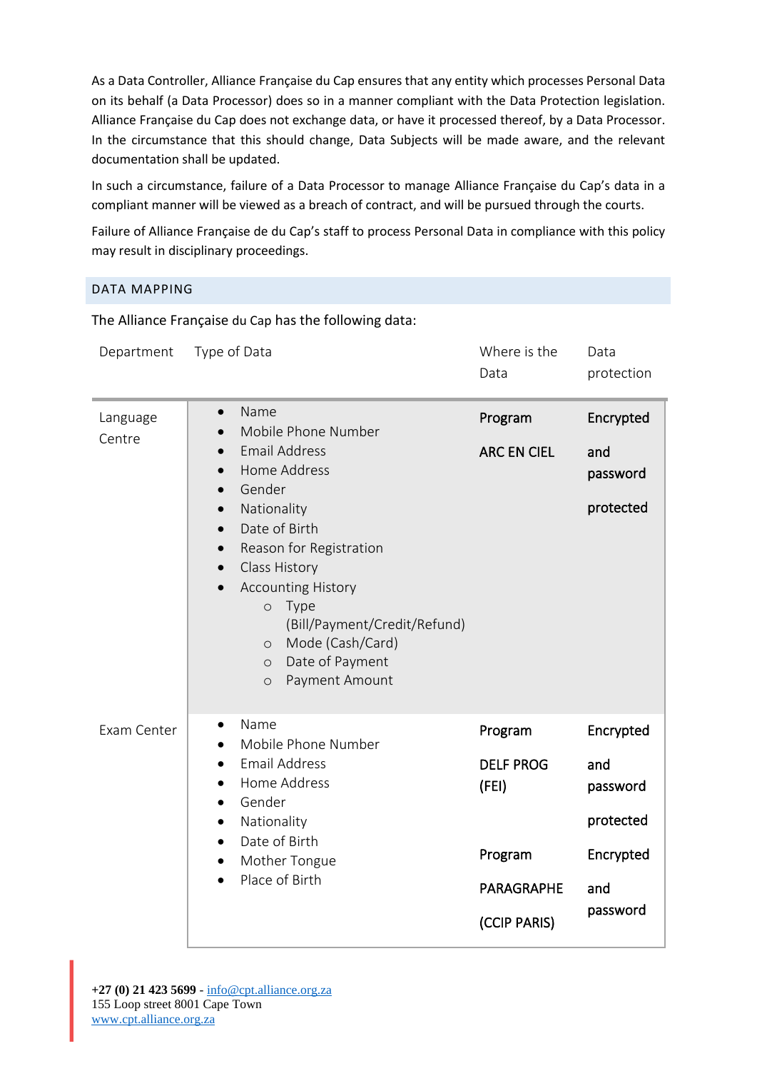As a Data Controller, Alliance Française du Cap ensures that any entity which processes Personal Data on its behalf (a Data Processor) does so in a manner compliant with the Data Protection legislation. Alliance Française du Cap does not exchange data, or have it processed thereof, by a Data Processor. In the circumstance that this should change, Data Subjects will be made aware, and the relevant documentation shall be updated.

In such a circumstance, failure of a Data Processor to manage Alliance Française du Cap's data in a compliant manner will be viewed as a breach of contract, and will be pursued through the courts.

Failure of Alliance Française de du Cap's staff to process Personal Data in compliance with this policy may result in disciplinary proceedings.

## DATA MAPPING

The Alliance Française du Cap has the following data:

| Department | Type of Data | Where is the Data | Data protection |
|---|---|---|---|
| Language Centre | • Name<br>• Mobile Phone Number<br>• Email Address<br>• Home Address<br>• Gender<br>• Nationality<br>• Date of Birth<br>• Reason for Registration<br>• Class History<br>• Accounting History<br>  ○ Type (Bill/Payment/Credit/Refund)<br>  ○ Mode (Cash/Card)<br>  ○ Date of Payment<br>  ○ Payment Amount | Program ARC EN CIEL | Encrypted and password protected |
| Exam Center | • Name<br>• Mobile Phone Number<br>• Email Address<br>• Home Address<br>• Gender<br>• Nationality<br>• Date of Birth<br>• Mother Tongue<br>• Place of Birth | Program DELF PROG (FEI)<br><br>Program PARAGRAPHE (CCIP PARIS) | Encrypted and password protected<br><br>Encrypted and password |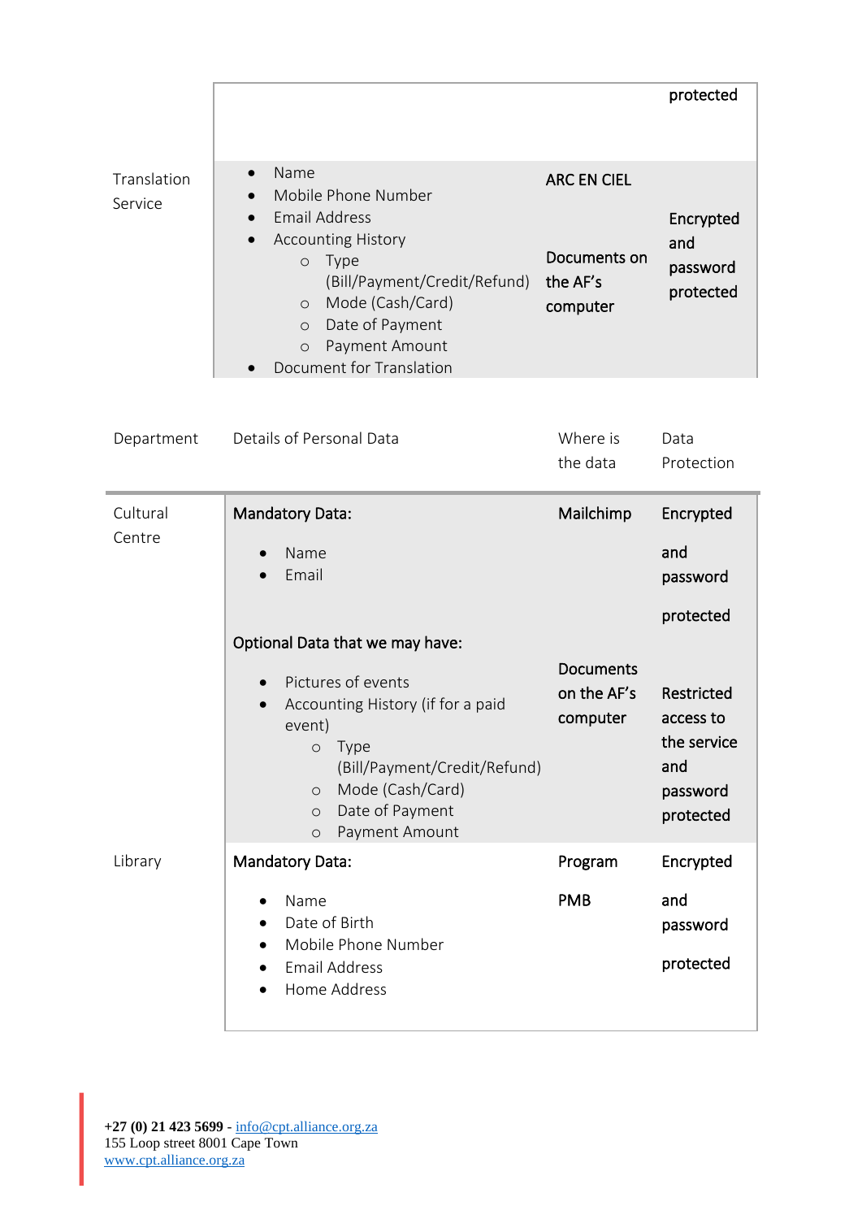| | | | protected |
|---|---|---|---|
| Translation Service | • Name<br>• Mobile Phone Number<br>• Email Address<br>• Accounting History<br>  ◦ Type (Bill/Payment/Credit/Refund)<br>  ◦ Mode (Cash/Card)<br>  ◦ Date of Payment<br>  ◦ Payment Amount<br>• Document for Translation | ARC EN CIEL<br><br>Documents on the AF's computer | Encrypted and password protected |

| Department | Details of Personal Data | Where is the data | Data Protection |
|---|---|---|---|
| Cultural Centre | **Mandatory Data:**<br>• Name<br>• Email<br><br>**Optional Data that we may have:**<br>• Pictures of events<br>• Accounting History (if for a paid event)<br>  ◦ Type (Bill/Payment/Credit/Refund)<br>  ◦ Mode (Cash/Card)<br>  ◦ Date of Payment<br>  ◦ Payment Amount | Mailchimp<br><br>Documents on the AF's computer | Encrypted and password protected<br><br>Restricted access to the service and password protected |
| Library | **Mandatory Data:**<br>• Name<br>• Date of Birth<br>• Mobile Phone Number<br>• Email Address<br>• Home Address | Program PMB | Encrypted and password protected |

+27 (0) 21 423 5699 - info@cpt.alliance.org.za
155 Loop street 8001 Cape Town
www.cpt.alliance.org.za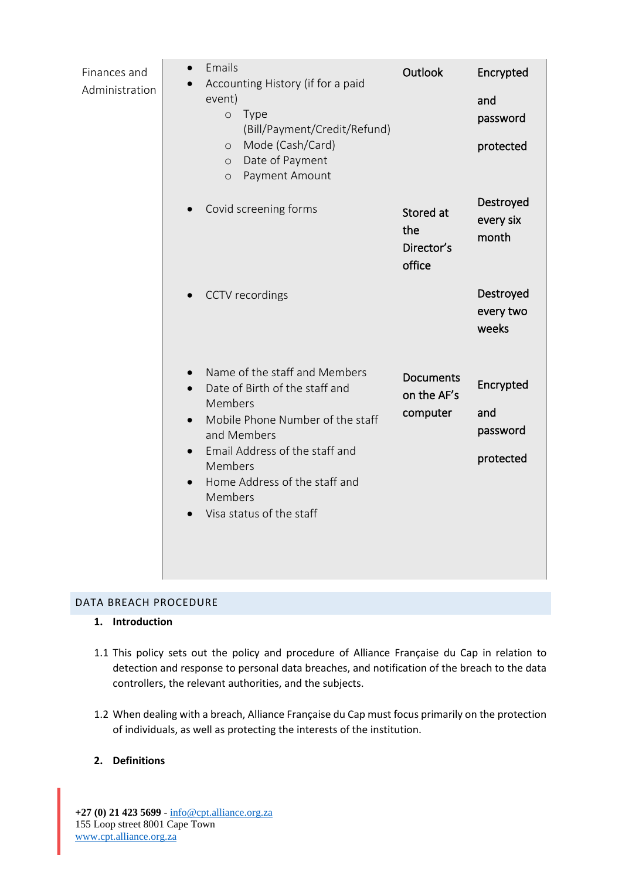| | | | |
|---|---|---|---|
| Finances and Administration | • Emails<br>• Accounting History (if for a paid event)<br>  ○ Type (Bill/Payment/Credit/Refund)<br>  ○ Mode (Cash/Card)<br>  ○ Date of Payment<br>  ○ Payment Amount | Outlook | Encrypted and password protected |
| | • Covid screening forms | Stored at the Director's office | Destroyed every six month |
| | • CCTV recordings | | Destroyed every two weeks |
| | • Name of the staff and Members<br>• Date of Birth of the staff and Members<br>• Mobile Phone Number of the staff and Members<br>• Email Address of the staff and Members<br>• Home Address of the staff and Members<br>• Visa status of the staff | Documents on the AF's computer | Encrypted and password protected |

## DATA BREACH PROCEDURE

**1. Introduction**

1.1 This policy sets out the policy and procedure of Alliance Française du Cap in relation to detection and response to personal data breaches, and notification of the breach to the data controllers, the relevant authorities, and the subjects.

1.2 When dealing with a breach, Alliance Française du Cap must focus primarily on the protection of individuals, as well as protecting the interests of the institution.

**2. Definitions**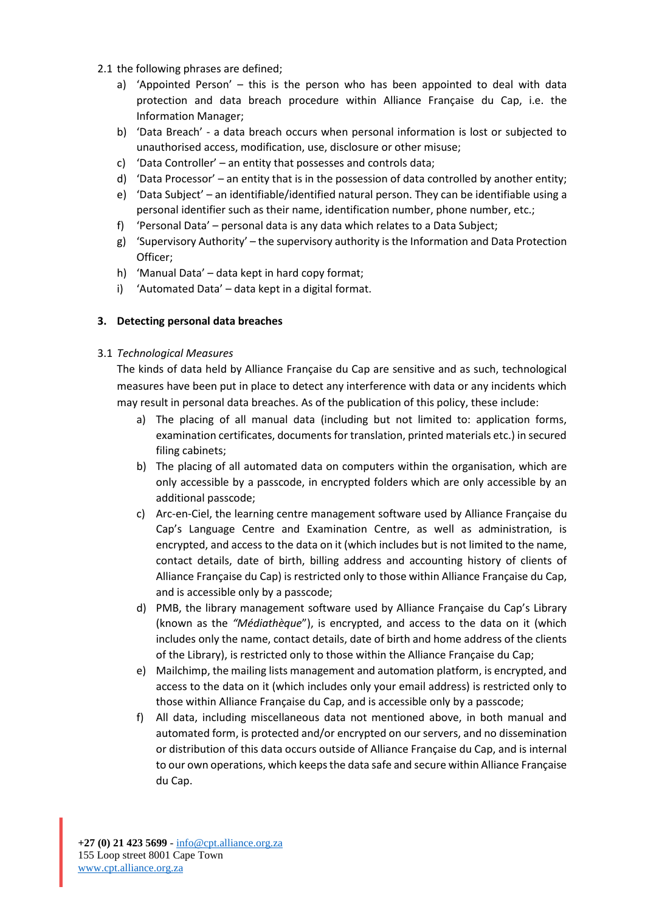2.1 the following phrases are defined;

a) 'Appointed Person' – this is the person who has been appointed to deal with data protection and data breach procedure within Alliance Française du Cap, i.e. the Information Manager;

b) 'Data Breach' - a data breach occurs when personal information is lost or subjected to unauthorised access, modification, use, disclosure or other misuse;

c) 'Data Controller' – an entity that possesses and controls data;

d) 'Data Processor' – an entity that is in the possession of data controlled by another entity;

e) 'Data Subject' – an identifiable/identified natural person. They can be identifiable using a personal identifier such as their name, identification number, phone number, etc.;

f) 'Personal Data' – personal data is any data which relates to a Data Subject;

g) 'Supervisory Authority' – the supervisory authority is the Information and Data Protection Officer;

h) 'Manual Data' – data kept in hard copy format;

i) 'Automated Data' – data kept in a digital format.

## 3. Detecting personal data breaches

3.1 *Technological Measures*

The kinds of data held by Alliance Française du Cap are sensitive and as such, technological measures have been put in place to detect any interference with data or any incidents which may result in personal data breaches. As of the publication of this policy, these include:

a) The placing of all manual data (including but not limited to: application forms, examination certificates, documents for translation, printed materials etc.) in secured filing cabinets;

b) The placing of all automated data on computers within the organisation, which are only accessible by a passcode, in encrypted folders which are only accessible by an additional passcode;

c) Arc-en-Ciel, the learning centre management software used by Alliance Française du Cap's Language Centre and Examination Centre, as well as administration, is encrypted, and access to the data on it (which includes but is not limited to the name, contact details, date of birth, billing address and accounting history of clients of Alliance Française du Cap) is restricted only to those within Alliance Française du Cap, and is accessible only by a passcode;

d) PMB, the library management software used by Alliance Française du Cap's Library (known as the *"Médiathèque"*), is encrypted, and access to the data on it (which includes only the name, contact details, date of birth and home address of the clients of the Library), is restricted only to those within the Alliance Française du Cap;

e) Mailchimp, the mailing lists management and automation platform, is encrypted, and access to the data on it (which includes only your email address) is restricted only to those within Alliance Française du Cap, and is accessible only by a passcode;

f) All data, including miscellaneous data not mentioned above, in both manual and automated form, is protected and/or encrypted on our servers, and no dissemination or distribution of this data occurs outside of Alliance Française du Cap, and is internal to our own operations, which keeps the data safe and secure within Alliance Française du Cap.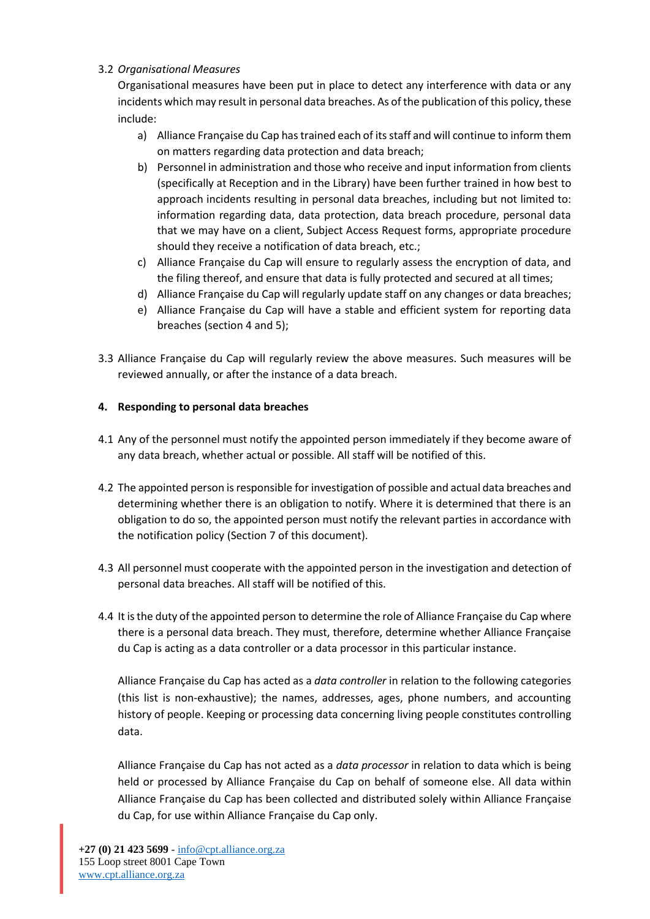3.2 *Organisational Measures*

Organisational measures have been put in place to detect any interference with data or any incidents which may result in personal data breaches. As of the publication of this policy, these include:

a) Alliance Française du Cap has trained each of its staff and will continue to inform them on matters regarding data protection and data breach;
b) Personnel in administration and those who receive and input information from clients (specifically at Reception and in the Library) have been further trained in how best to approach incidents resulting in personal data breaches, including but not limited to: information regarding data, data protection, data breach procedure, personal data that we may have on a client, Subject Access Request forms, appropriate procedure should they receive a notification of data breach, etc.;
c) Alliance Française du Cap will ensure to regularly assess the encryption of data, and the filing thereof, and ensure that data is fully protected and secured at all times;
d) Alliance Française du Cap will regularly update staff on any changes or data breaches;
e) Alliance Française du Cap will have a stable and efficient system for reporting data breaches (section 4 and 5);

3.3 Alliance Française du Cap will regularly review the above measures. Such measures will be reviewed annually, or after the instance of a data breach.

## 4. Responding to personal data breaches

4.1 Any of the personnel must notify the appointed person immediately if they become aware of any data breach, whether actual or possible. All staff will be notified of this.

4.2 The appointed person is responsible for investigation of possible and actual data breaches and determining whether there is an obligation to notify. Where it is determined that there is an obligation to do so, the appointed person must notify the relevant parties in accordance with the notification policy (Section 7 of this document).

4.3 All personnel must cooperate with the appointed person in the investigation and detection of personal data breaches. All staff will be notified of this.

4.4 It is the duty of the appointed person to determine the role of Alliance Française du Cap where there is a personal data breach. They must, therefore, determine whether Alliance Française du Cap is acting as a data controller or a data processor in this particular instance.

Alliance Française du Cap has acted as a *data controller* in relation to the following categories (this list is non-exhaustive); the names, addresses, ages, phone numbers, and accounting history of people. Keeping or processing data concerning living people constitutes controlling data.

Alliance Française du Cap has not acted as a *data processor* in relation to data which is being held or processed by Alliance Française du Cap on behalf of someone else. All data within Alliance Française du Cap has been collected and distributed solely within Alliance Française du Cap, for use within Alliance Française du Cap only.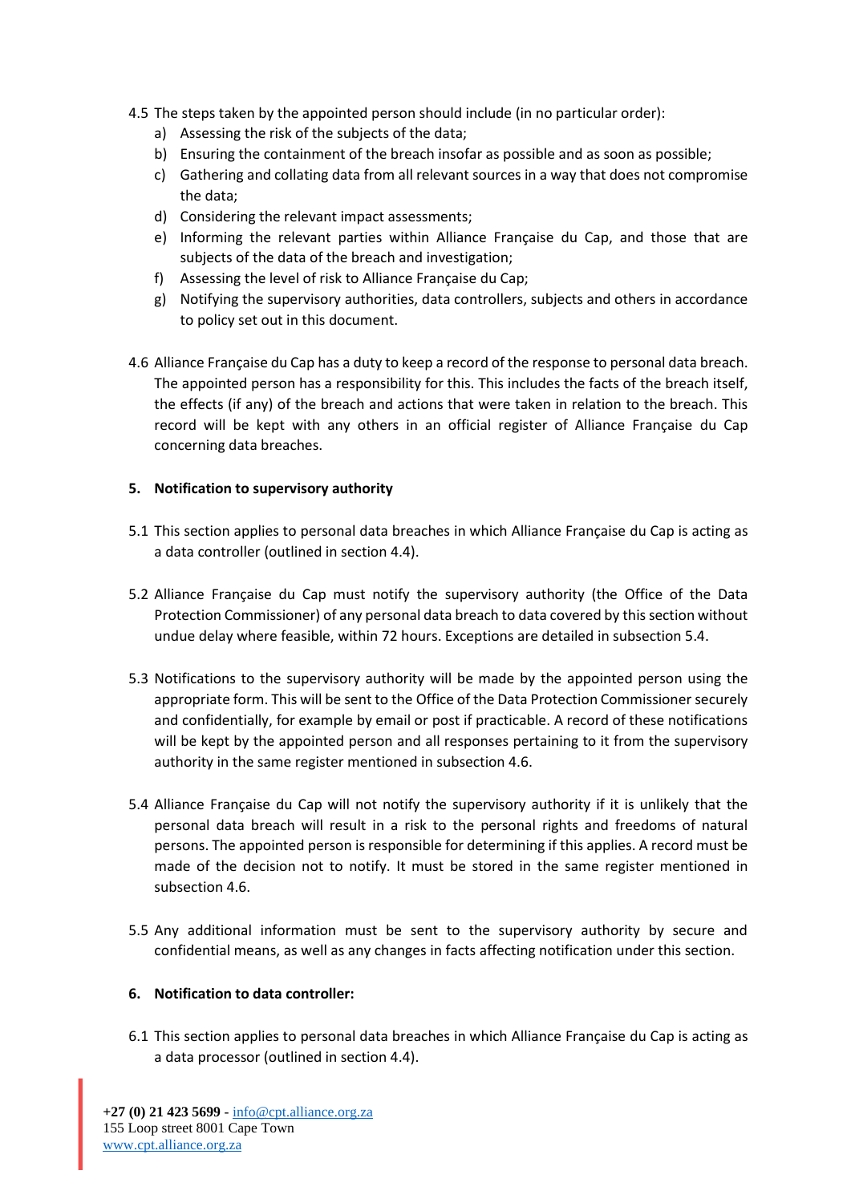4.5 The steps taken by the appointed person should include (in no particular order):

   a) Assessing the risk of the subjects of the data;
   b) Ensuring the containment of the breach insofar as possible and as soon as possible;
   c) Gathering and collating data from all relevant sources in a way that does not compromise the data;
   d) Considering the relevant impact assessments;
   e) Informing the relevant parties within Alliance Française du Cap, and those that are subjects of the data of the breach and investigation;
   f) Assessing the level of risk to Alliance Française du Cap;
   g) Notifying the supervisory authorities, data controllers, subjects and others in accordance to policy set out in this document.

4.6 Alliance Française du Cap has a duty to keep a record of the response to personal data breach. The appointed person has a responsibility for this. This includes the facts of the breach itself, the effects (if any) of the breach and actions that were taken in relation to the breach. This record will be kept with any others in an official register of Alliance Française du Cap concerning data breaches.

**5. Notification to supervisory authority**

5.1 This section applies to personal data breaches in which Alliance Française du Cap is acting as a data controller (outlined in section 4.4).

5.2 Alliance Française du Cap must notify the supervisory authority (the Office of the Data Protection Commissioner) of any personal data breach to data covered by this section without undue delay where feasible, within 72 hours. Exceptions are detailed in subsection 5.4.

5.3 Notifications to the supervisory authority will be made by the appointed person using the appropriate form. This will be sent to the Office of the Data Protection Commissioner securely and confidentially, for example by email or post if practicable. A record of these notifications will be kept by the appointed person and all responses pertaining to it from the supervisory authority in the same register mentioned in subsection 4.6.

5.4 Alliance Française du Cap will not notify the supervisory authority if it is unlikely that the personal data breach will result in a risk to the personal rights and freedoms of natural persons. The appointed person is responsible for determining if this applies. A record must be made of the decision not to notify. It must be stored in the same register mentioned in subsection 4.6.

5.5 Any additional information must be sent to the supervisory authority by secure and confidential means, as well as any changes in facts affecting notification under this section.

**6. Notification to data controller:**

6.1 This section applies to personal data breaches in which Alliance Française du Cap is acting as a data processor (outlined in section 4.4).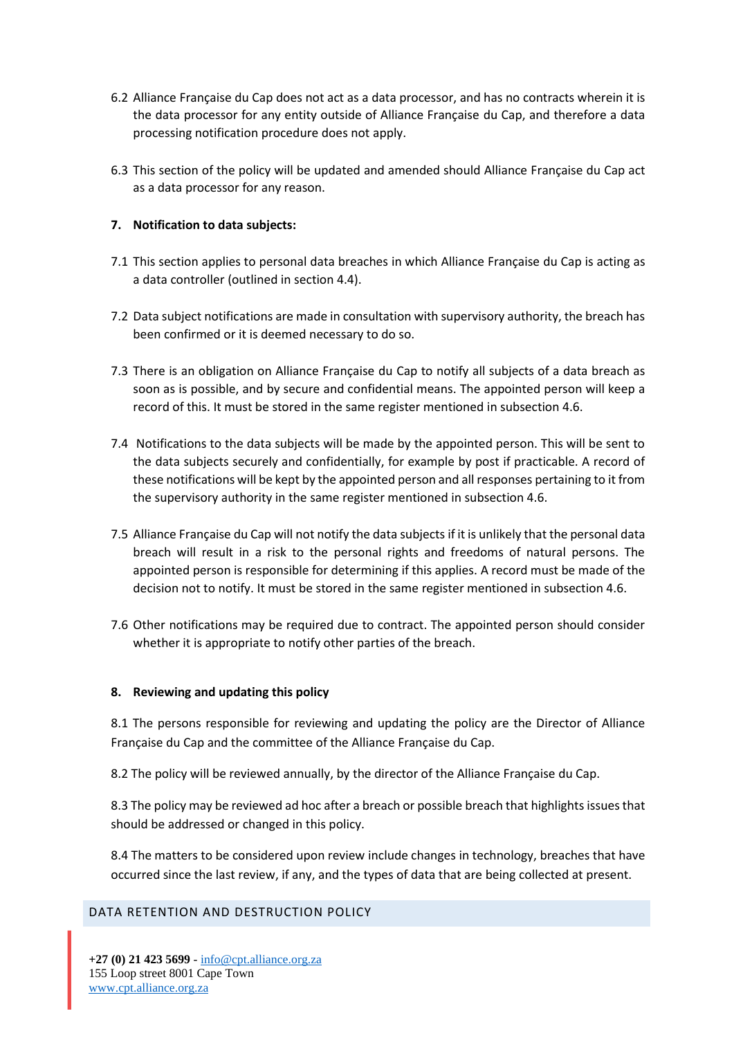6.2 Alliance Française du Cap does not act as a data processor, and has no contracts wherein it is the data processor for any entity outside of Alliance Française du Cap, and therefore a data processing notification procedure does not apply.

6.3 This section of the policy will be updated and amended should Alliance Française du Cap act as a data processor for any reason.

**7. Notification to data subjects:**

7.1 This section applies to personal data breaches in which Alliance Française du Cap is acting as a data controller (outlined in section 4.4).

7.2 Data subject notifications are made in consultation with supervisory authority, the breach has been confirmed or it is deemed necessary to do so.

7.3 There is an obligation on Alliance Française du Cap to notify all subjects of a data breach as soon as is possible, and by secure and confidential means. The appointed person will keep a record of this. It must be stored in the same register mentioned in subsection 4.6.

7.4 Notifications to the data subjects will be made by the appointed person. This will be sent to the data subjects securely and confidentially, for example by post if practicable. A record of these notifications will be kept by the appointed person and all responses pertaining to it from the supervisory authority in the same register mentioned in subsection 4.6.

7.5 Alliance Française du Cap will not notify the data subjects if it is unlikely that the personal data breach will result in a risk to the personal rights and freedoms of natural persons. The appointed person is responsible for determining if this applies. A record must be made of the decision not to notify. It must be stored in the same register mentioned in subsection 4.6.

7.6 Other notifications may be required due to contract. The appointed person should consider whether it is appropriate to notify other parties of the breach.

**8. Reviewing and updating this policy**

8.1 The persons responsible for reviewing and updating the policy are the Director of Alliance Française du Cap and the committee of the Alliance Française du Cap.

8.2 The policy will be reviewed annually, by the director of the Alliance Française du Cap.

8.3 The policy may be reviewed ad hoc after a breach or possible breach that highlights issues that should be addressed or changed in this policy.

8.4 The matters to be considered upon review include changes in technology, breaches that have occurred since the last review, if any, and the types of data that are being collected at present.

## DATA RETENTION AND DESTRUCTION POLICY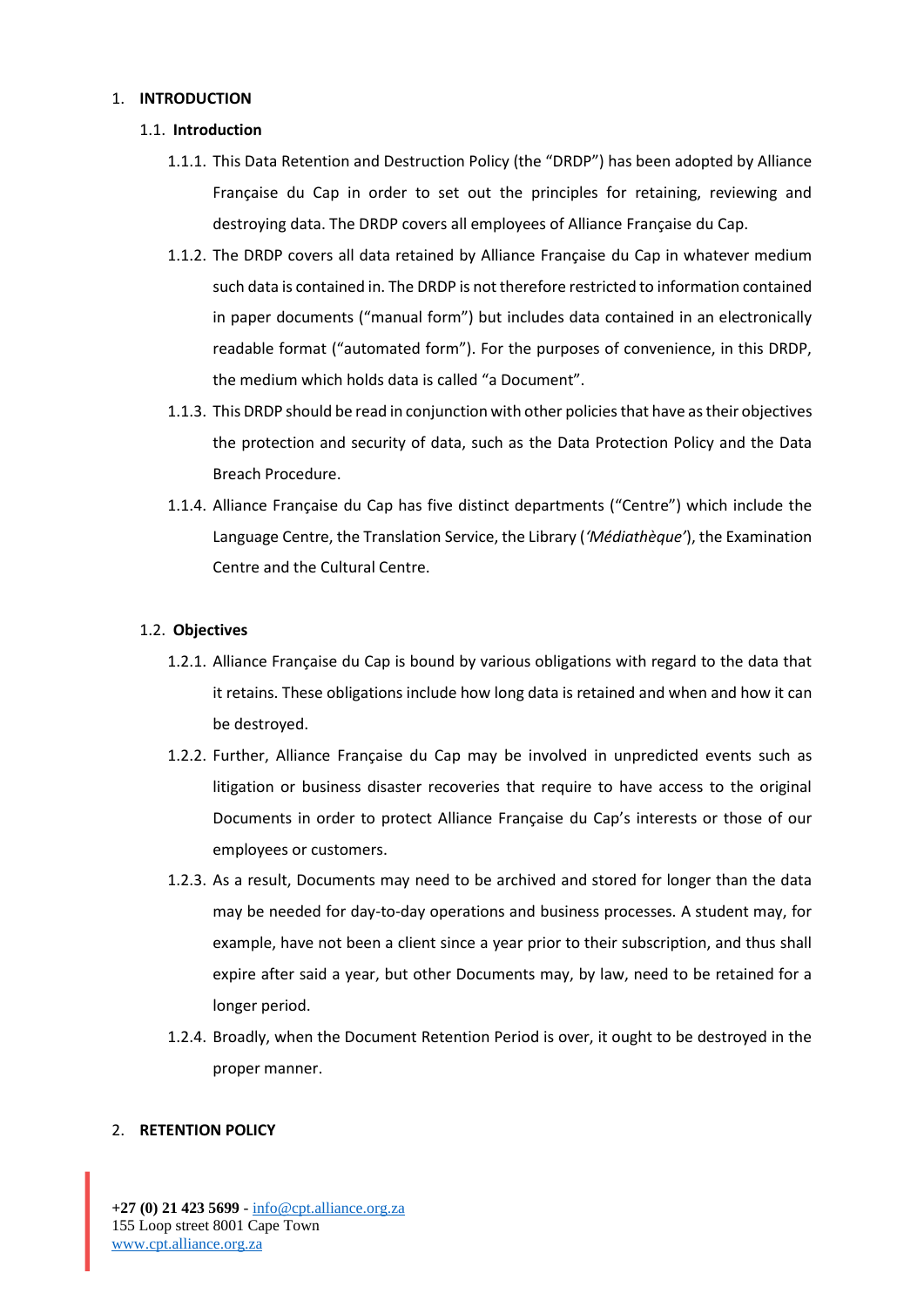1. **INTRODUCTION**

1.1. **Introduction**

1.1.1. This Data Retention and Destruction Policy (the "DRDP") has been adopted by Alliance Française du Cap in order to set out the principles for retaining, reviewing and destroying data. The DRDP covers all employees of Alliance Française du Cap.

1.1.2. The DRDP covers all data retained by Alliance Française du Cap in whatever medium such data is contained in. The DRDP is not therefore restricted to information contained in paper documents ("manual form") but includes data contained in an electronically readable format ("automated form"). For the purposes of convenience, in this DRDP, the medium which holds data is called "a Document".

1.1.3. This DRDP should be read in conjunction with other policies that have as their objectives the protection and security of data, such as the Data Protection Policy and the Data Breach Procedure.

1.1.4. Alliance Française du Cap has five distinct departments ("Centre") which include the Language Centre, the Translation Service, the Library (*'Médiathèque'*), the Examination Centre and the Cultural Centre.

1.2. **Objectives**

1.2.1. Alliance Française du Cap is bound by various obligations with regard to the data that it retains. These obligations include how long data is retained and when and how it can be destroyed.

1.2.2. Further, Alliance Française du Cap may be involved in unpredicted events such as litigation or business disaster recoveries that require to have access to the original Documents in order to protect Alliance Française du Cap's interests or those of our employees or customers.

1.2.3. As a result, Documents may need to be archived and stored for longer than the data may be needed for day-to-day operations and business processes. A student may, for example, have not been a client since a year prior to their subscription, and thus shall expire after said a year, but other Documents may, by law, need to be retained for a longer period.

1.2.4. Broadly, when the Document Retention Period is over, it ought to be destroyed in the proper manner.

2. **RETENTION POLICY**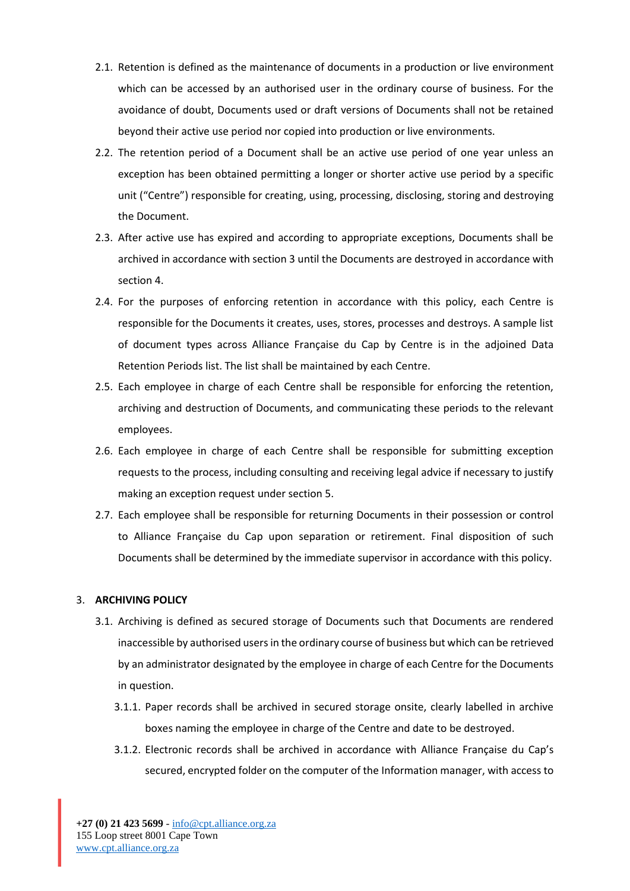2.1. Retention is defined as the maintenance of documents in a production or live environment which can be accessed by an authorised user in the ordinary course of business. For the avoidance of doubt, Documents used or draft versions of Documents shall not be retained beyond their active use period nor copied into production or live environments.

2.2. The retention period of a Document shall be an active use period of one year unless an exception has been obtained permitting a longer or shorter active use period by a specific unit ("Centre") responsible for creating, using, processing, disclosing, storing and destroying the Document.

2.3. After active use has expired and according to appropriate exceptions, Documents shall be archived in accordance with section 3 until the Documents are destroyed in accordance with section 4.

2.4. For the purposes of enforcing retention in accordance with this policy, each Centre is responsible for the Documents it creates, uses, stores, processes and destroys. A sample list of document types across Alliance Française du Cap by Centre is in the adjoined Data Retention Periods list. The list shall be maintained by each Centre.

2.5. Each employee in charge of each Centre shall be responsible for enforcing the retention, archiving and destruction of Documents, and communicating these periods to the relevant employees.

2.6. Each employee in charge of each Centre shall be responsible for submitting exception requests to the process, including consulting and receiving legal advice if necessary to justify making an exception request under section 5.

2.7. Each employee shall be responsible for returning Documents in their possession or control to Alliance Française du Cap upon separation or retirement. Final disposition of such Documents shall be determined by the immediate supervisor in accordance with this policy.

## 3. ARCHIVING POLICY

3.1. Archiving is defined as secured storage of Documents such that Documents are rendered inaccessible by authorised users in the ordinary course of business but which can be retrieved by an administrator designated by the employee in charge of each Centre for the Documents in question.

3.1.1. Paper records shall be archived in secured storage onsite, clearly labelled in archive boxes naming the employee in charge of the Centre and date to be destroyed.

3.1.2. Electronic records shall be archived in accordance with Alliance Française du Cap's secured, encrypted folder on the computer of the Information manager, with access to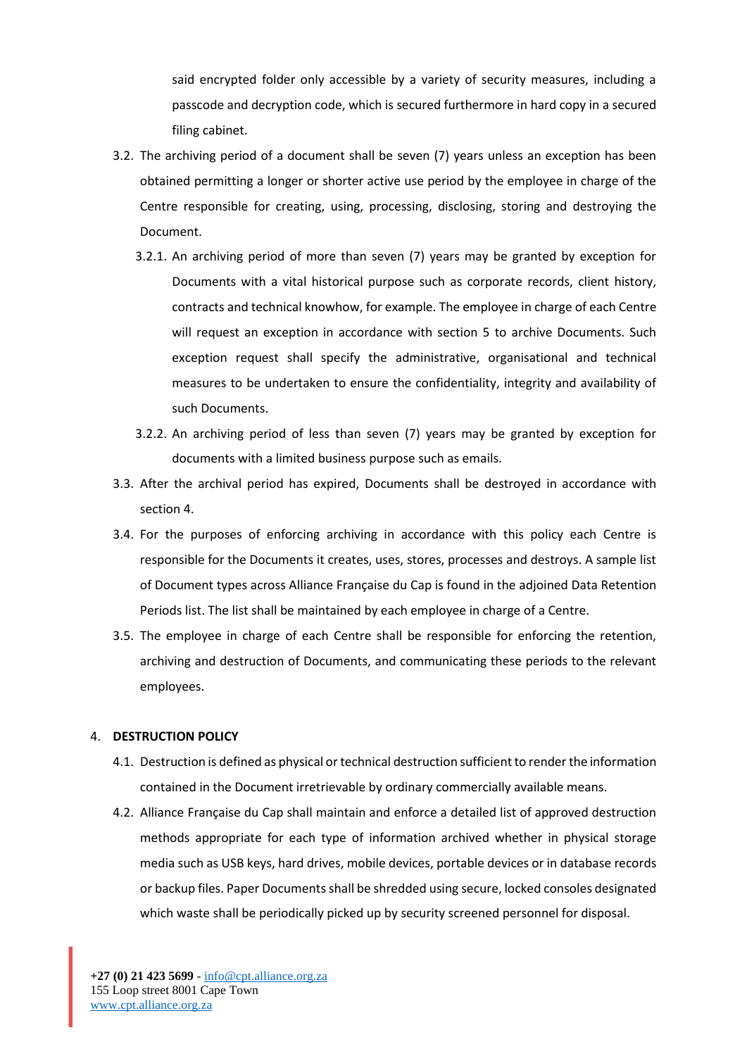said encrypted folder only accessible by a variety of security measures, including a passcode and decryption code, which is secured furthermore in hard copy in a secured filing cabinet.

3.2. The archiving period of a document shall be seven (7) years unless an exception has been obtained permitting a longer or shorter active use period by the employee in charge of the Centre responsible for creating, using, processing, disclosing, storing and destroying the Document.

3.2.1. An archiving period of more than seven (7) years may be granted by exception for Documents with a vital historical purpose such as corporate records, client history, contracts and technical knowhow, for example. The employee in charge of each Centre will request an exception in accordance with section 5 to archive Documents. Such exception request shall specify the administrative, organisational and technical measures to be undertaken to ensure the confidentiality, integrity and availability of such Documents.

3.2.2. An archiving period of less than seven (7) years may be granted by exception for documents with a limited business purpose such as emails.

3.3. After the archival period has expired, Documents shall be destroyed in accordance with section 4.

3.4. For the purposes of enforcing archiving in accordance with this policy each Centre is responsible for the Documents it creates, uses, stores, processes and destroys. A sample list of Document types across Alliance Française du Cap is found in the adjoined Data Retention Periods list. The list shall be maintained by each employee in charge of a Centre.

3.5. The employee in charge of each Centre shall be responsible for enforcing the retention, archiving and destruction of Documents, and communicating these periods to the relevant employees.

4. **DESTRUCTION POLICY**

4.1. Destruction is defined as physical or technical destruction sufficient to render the information contained in the Document irretrievable by ordinary commercially available means.

4.2. Alliance Française du Cap shall maintain and enforce a detailed list of approved destruction methods appropriate for each type of information archived whether in physical storage media such as USB keys, hard drives, mobile devices, portable devices or in database records or backup files. Paper Documents shall be shredded using secure, locked consoles designated which waste shall be periodically picked up by security screened personnel for disposal.

**+27 (0) 21 423 5699** - info@cpt.alliance.org.za
155 Loop street 8001 Cape Town
www.cpt.alliance.org.za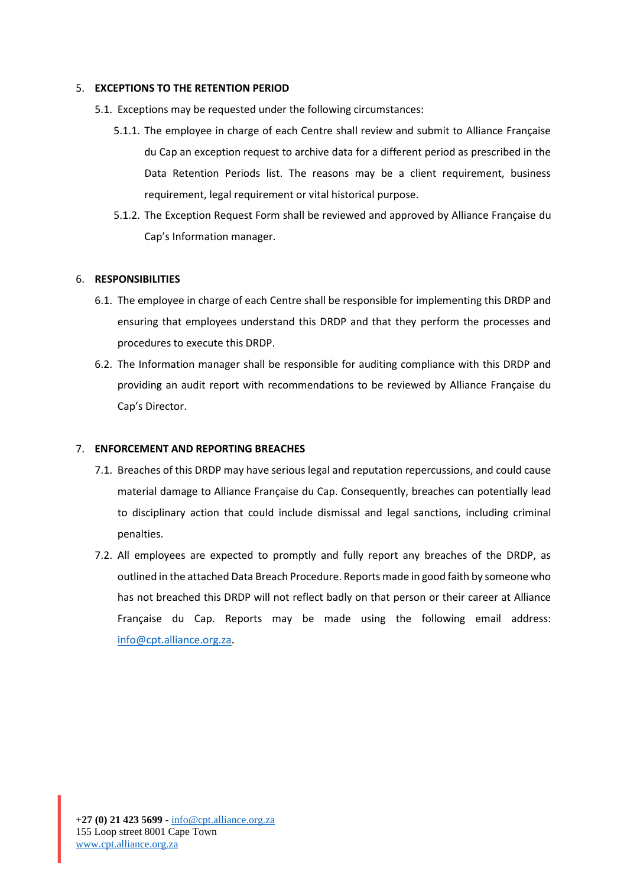## 5. EXCEPTIONS TO THE RETENTION PERIOD

5.1. Exceptions may be requested under the following circumstances:

5.1.1. The employee in charge of each Centre shall review and submit to Alliance Française du Cap an exception request to archive data for a different period as prescribed in the Data Retention Periods list. The reasons may be a client requirement, business requirement, legal requirement or vital historical purpose.

5.1.2. The Exception Request Form shall be reviewed and approved by Alliance Française du Cap's Information manager.

## 6. RESPONSIBILITIES

6.1. The employee in charge of each Centre shall be responsible for implementing this DRDP and ensuring that employees understand this DRDP and that they perform the processes and procedures to execute this DRDP.

6.2. The Information manager shall be responsible for auditing compliance with this DRDP and providing an audit report with recommendations to be reviewed by Alliance Française du Cap's Director.

## 7. ENFORCEMENT AND REPORTING BREACHES

7.1. Breaches of this DRDP may have serious legal and reputation repercussions, and could cause material damage to Alliance Française du Cap. Consequently, breaches can potentially lead to disciplinary action that could include dismissal and legal sanctions, including criminal penalties.

7.2. All employees are expected to promptly and fully report any breaches of the DRDP, as outlined in the attached Data Breach Procedure. Reports made in good faith by someone who has not breached this DRDP will not reflect badly on that person or their career at Alliance Française du Cap. Reports may be made using the following email address: info@cpt.alliance.org.za.